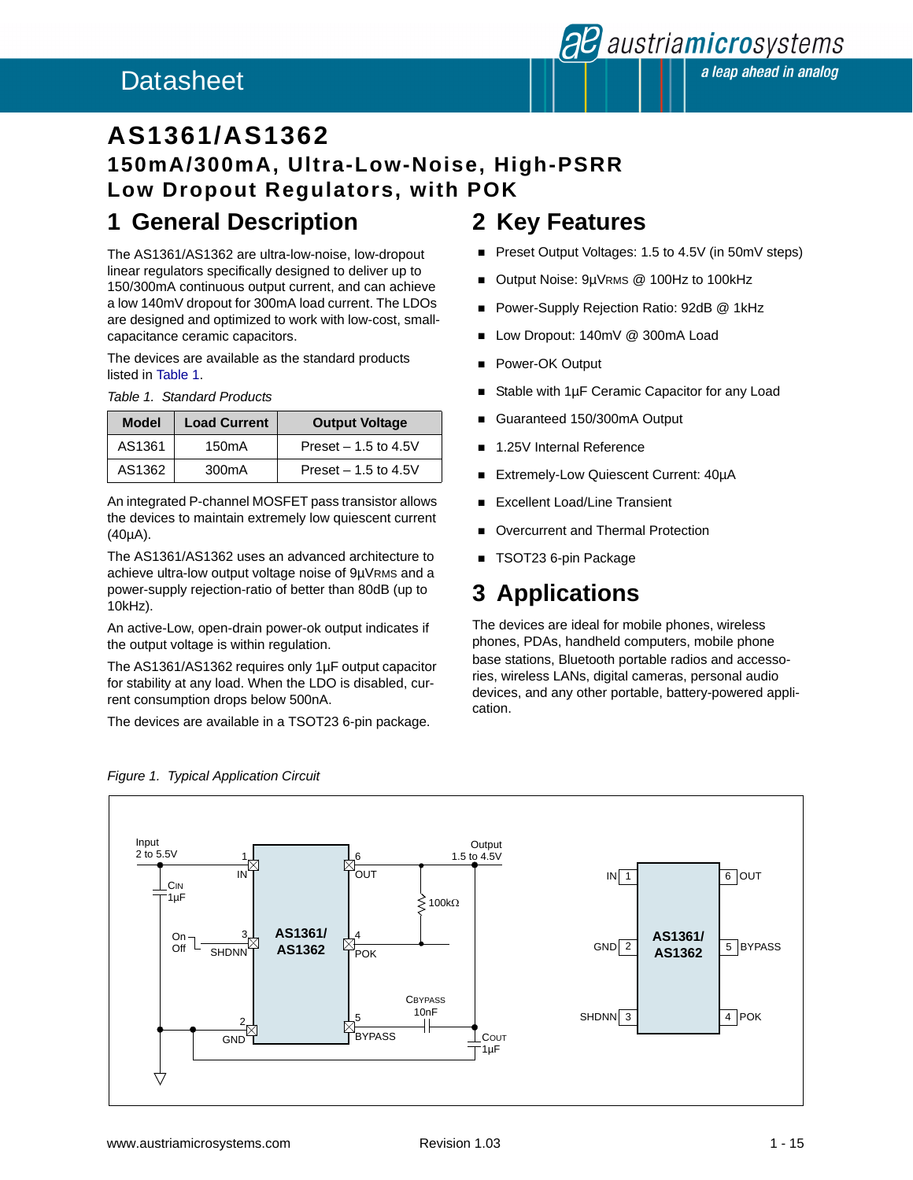# AS1361/AS1362

## 150mA/300mA, Ultra-Low-Noise, High-PSRR Low Dropout Regulators, with POK

## 1 General Description

The AS1361/AS1362 are ultra-low-noise, low-dropout linear regulators specifically designed to deliver up to 150/300mA continuous output current, and can achieve a low 140mV dropout for 300mA load current. The LDOs are designed and optimized to work with low-cost, small-capacitance ceramic capacitors.

The devices are available as the standard products listed in Table 1.

*Table 1. Standard Products*

| Model | Load Current | Output Voltage |
|---|---|---|
| AS1361 | 150mA | Preset – 1.5 to 4.5V |
| AS1362 | 300mA | Preset – 1.5 to 4.5V |

An integrated P-channel MOSFET pass transistor allows the devices to maintain extremely low quiescent current (40µA).

The AS1361/AS1362 uses an advanced architecture to achieve ultra-low output voltage noise of $9\mu V_{RMS}$ and a power-supply rejection-ratio of better than 80dB (up to 10kHz).

An active-Low, open-drain power-ok output indicates if the output voltage is within regulation.

The AS1361/AS1362 requires only 1µF output capacitor for stability at any load. When the LDO is disabled, current consumption drops below 500nA.

The devices are available in a TSOT23 6-pin package.

## 2 Key Features

- Preset Output Voltages: 1.5 to 4.5V (in 50mV steps)
- Output Noise: $9\mu V_{RMS}$ @ 100Hz to 100kHz
- Power-Supply Rejection Ratio: 92dB @ 1kHz
- Low Dropout: 140mV @ 300mA Load
- Power-OK Output
- Stable with 1µF Ceramic Capacitor for any Load
- Guaranteed 150/300mA Output
- 1.25V Internal Reference
- Extremely-Low Quiescent Current: 40µA
- Excellent Load/Line Transient
- Overcurrent and Thermal Protection
- TSOT23 6-pin Package

## 3 Applications

The devices are ideal for mobile phones, wireless phones, PDAs, handheld computers, mobile phone base stations, Bluetooth portable radios and accessories, wireless LANs, digital cameras, personal audio devices, and any other portable, battery-powered application.

*Figure 1. Typical Application Circuit*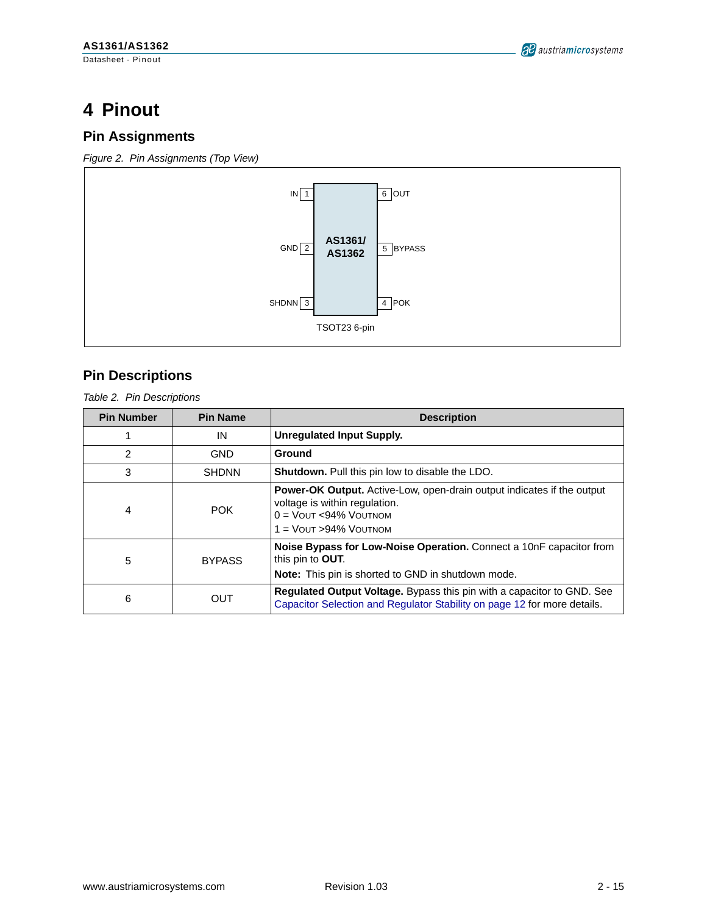# 4 Pinout

## Pin Assignments

*Figure 2. Pin Assignments (Top View)*

| Pin | Name | Name | Pin |
|---|---|---|---|
| 1 | IN | OUT | 6 |
| 2 | GND | BYPASS | 5 |
| 3 | SHDNN | POK | 4 |

AS1361/ AS1362

TSOT23 6-pin

## Pin Descriptions

*Table 2. Pin Descriptions*

| Pin Number | Pin Name | Description |
|---|---|---|
| 1 | IN | **Unregulated Input Supply.** |
| 2 | GND | **Ground** |
| 3 | SHDNN | **Shutdown.** Pull this pin low to disable the LDO. |
| 4 | POK | **Power-OK Output.** Active-Low, open-drain output indicates if the output voltage is within regulation.<br>0 = $V_{OUT}$ <94% $V_{OUTNOM}$<br>1 = $V_{OUT}$ >94% $V_{OUTNOM}$ |
| 5 | BYPASS | **Noise Bypass for Low-Noise Operation.** Connect a 10nF capacitor from this pin to **OUT**.<br>**Note:** This pin is shorted to GND in shutdown mode. |
| 6 | OUT | **Regulated Output Voltage.** Bypass this pin with a capacitor to GND. See Capacitor Selection and Regulator Stability on page 12 for more details. |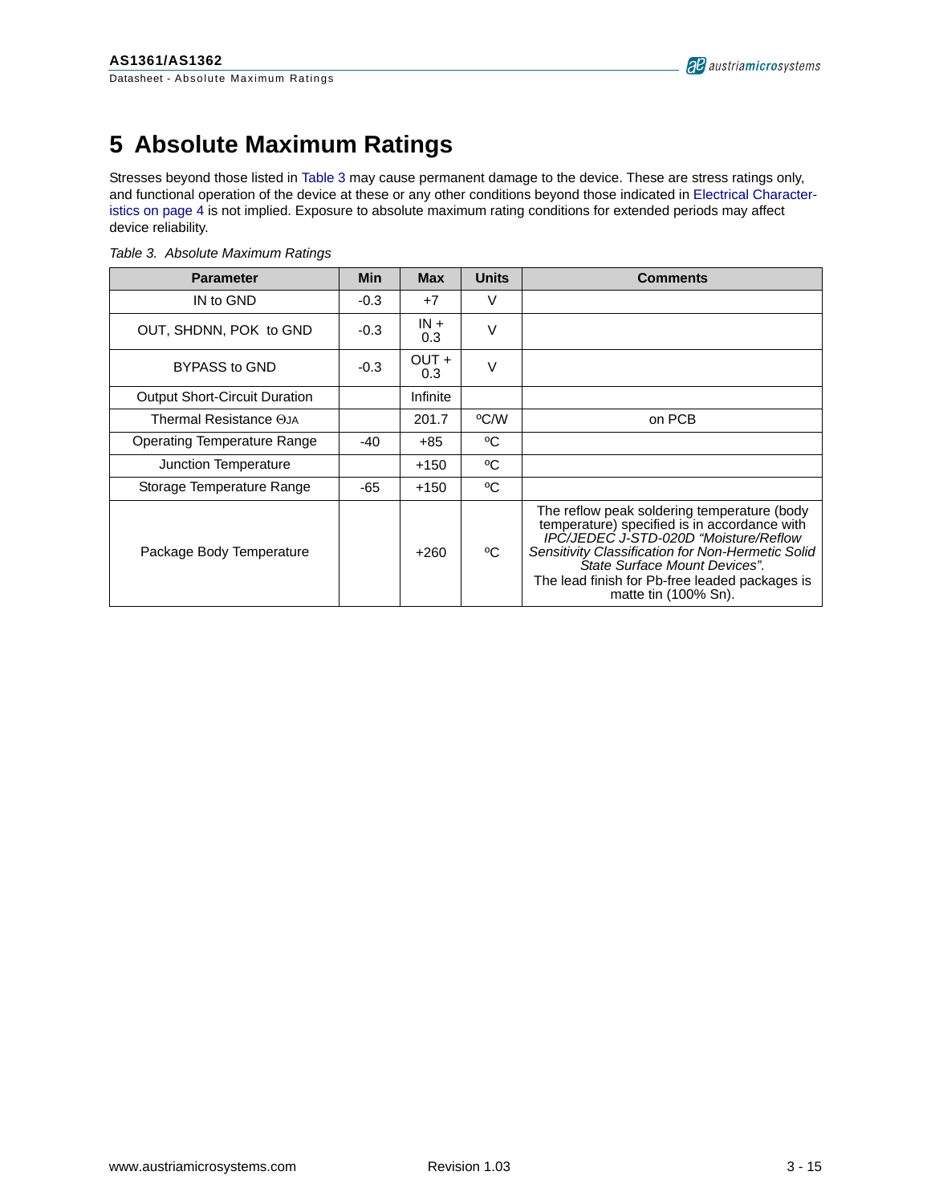# 5 Absolute Maximum Ratings

Stresses beyond those listed in Table 3 may cause permanent damage to the device. These are stress ratings only, and functional operation of the device at these or any other conditions beyond those indicated in Electrical Characteristics on page 4 is not implied. Exposure to absolute maximum rating conditions for extended periods may affect device reliability.

*Table 3. Absolute Maximum Ratings*

| Parameter | Min | Max | Units | Comments |
|---|---|---|---|---|
| IN to GND | -0.3 | +7 | V | |
| OUT, SHDNN, POK to GND | -0.3 | IN + 0.3 | V | |
| BYPASS to GND | -0.3 | OUT + 0.3 | V | |
| Output Short-Circuit Duration | | Infinite | | |
| Thermal Resistance $\Theta_{JA}$ | | 201.7 | ºC/W | on PCB |
| Operating Temperature Range | -40 | +85 | ºC | |
| Junction Temperature | | +150 | ºC | |
| Storage Temperature Range | -65 | +150 | ºC | |
| Package Body Temperature | | +260 | ºC | The reflow peak soldering temperature (body temperature) specified is in accordance with *IPC/JEDEC J-STD-020D "Moisture/Reflow Sensitivity Classification for Non-Hermetic Solid State Surface Mount Devices".* The lead finish for Pb-free leaded packages is matte tin (100% Sn). |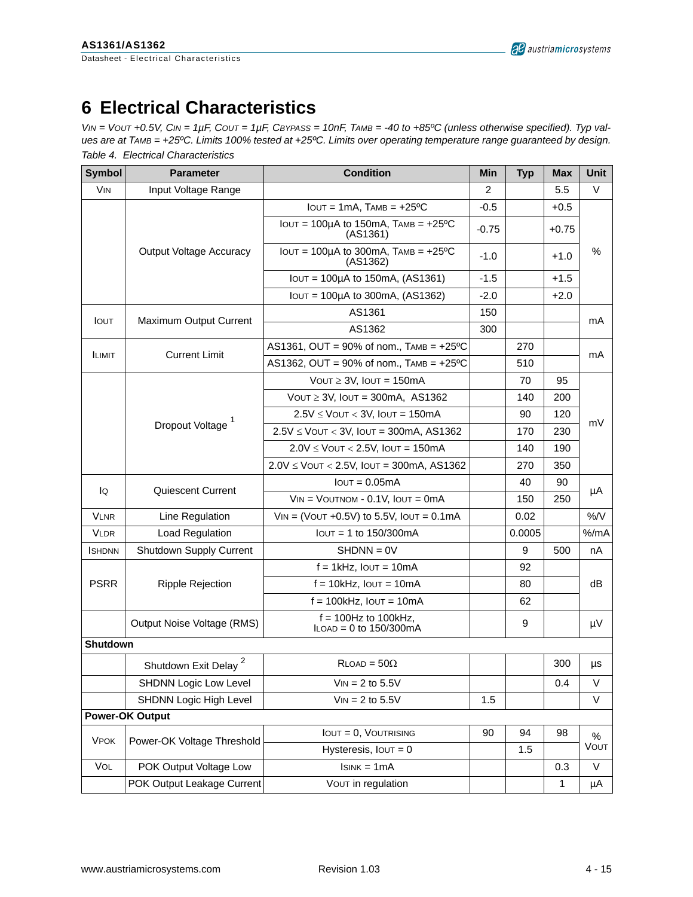# 6 Electrical Characteristics

*$V_{IN}$ = $V_{OUT}$ +0.5V, $C_{IN}$ = 1µF, $C_{OUT}$ = 1µF, $C_{BYPASS}$ = 10nF, $T_{AMB}$ = -40 to +85ºC (unless otherwise specified). Typ values are at $T_{AMB}$ = +25ºC. Limits 100% tested at +25ºC. Limits over operating temperature range guaranteed by design.*

*Table 4. Electrical Characteristics*

| Symbol | Parameter | Condition | Min | Typ | Max | Unit |
|---|---|---|---|---|---|---|
| $V_{IN}$ | Input Voltage Range | | 2 | | 5.5 | V |
| | Output Voltage Accuracy | $I_{OUT}$ = 1mA, $T_{AMB}$ = +25ºC | -0.5 | | +0.5 | % |
| | | $I_{OUT}$ = 100µA to 150mA, $T_{AMB}$ = +25ºC (AS1361) | -0.75 | | +0.75 | |
| | | $I_{OUT}$ = 100µA to 300mA, $T_{AMB}$ = +25ºC (AS1362) | -1.0 | | +1.0 | |
| | | $I_{OUT}$ = 100µA to 150mA, (AS1361) | -1.5 | | +1.5 | |
| | | $I_{OUT}$ = 100µA to 300mA, (AS1362) | -2.0 | | +2.0 | |
| $I_{OUT}$ | Maximum Output Current | AS1361 | 150 | | | mA |
| | | AS1362 | 300 | | | |
| $I_{LIMIT}$ | Current Limit | AS1361, OUT = 90% of nom., $T_{AMB}$ = +25ºC | | 270 | | mA |
| | | AS1362, OUT = 90% of nom., $T_{AMB}$ = +25ºC | | 510 | | |
| | Dropout Voltage [1] | $V_{OUT}$ ≥ 3V, $I_{OUT}$ = 150mA | | 70 | 95 | mV |
| | | $V_{OUT}$ ≥ 3V, $I_{OUT}$ = 300mA, AS1362 | | 140 | 200 | |
| | | 2.5V ≤ $V_{OUT}$ < 3V, $I_{OUT}$ = 150mA | | 90 | 120 | |
| | | 2.5V ≤ $V_{OUT}$ < 3V, $I_{OUT}$ = 300mA, AS1362 | | 170 | 230 | |
| | | 2.0V ≤ $V_{OUT}$ < 2.5V, $I_{OUT}$ = 150mA | | 140 | 190 | |
| | | 2.0V ≤ $V_{OUT}$ < 2.5V, $I_{OUT}$ = 300mA, AS1362 | | 270 | 350 | |
| $I_Q$ | Quiescent Current | $I_{OUT}$ = 0.05mA | | 40 | 90 | µA |
| | | $V_{IN}$ = $V_{OUTNOM}$ - 0.1V, $I_{OUT}$ = 0mA | | 150 | 250 | |
| $V_{LNR}$ | Line Regulation | $V_{IN}$ = ($V_{OUT}$ +0.5V) to 5.5V, $I_{OUT}$ = 0.1mA | | 0.02 | | %/V |
| $V_{LDR}$ | Load Regulation | $I_{OUT}$ = 1 to 150/300mA | | 0.0005 | | %/mA |
| $I_{SHDNN}$ | Shutdown Supply Current | SHDNN = 0V | | 9 | 500 | nA |
| PSRR | Ripple Rejection | f = 1kHz, $I_{OUT}$ = 10mA | | 92 | | dB |
| | | f = 10kHz, $I_{OUT}$ = 10mA | | 80 | | |
| | | f = 100kHz, $I_{OUT}$ = 10mA | | 62 | | |
| | Output Noise Voltage (RMS) | f = 100Hz to 100kHz, $I_{LOAD}$ = 0 to 150/300mA | | 9 | | µV |
| **Shutdown** | | | | | | |
| | Shutdown Exit Delay [2] | $R_{LOAD}$ = 50Ω | | | 300 | µs |
| | SHDNN Logic Low Level | $V_{IN}$ = 2 to 5.5V | | | 0.4 | V |
| | SHDNN Logic High Level | $V_{IN}$ = 2 to 5.5V | 1.5 | | | V |
| **Power-OK Output** | | | | | | |
| $V_{POK}$ | Power-OK Voltage Threshold | $I_{OUT}$ = 0, $V_{OUTRISING}$ | 90 | 94 | 98 | % $V_{OUT}$ |
| | | Hysteresis, $I_{OUT}$ = 0 | | 1.5 | | |
| $V_{OL}$ | POK Output Voltage Low | $I_{SINK}$ = 1mA | | | 0.3 | V |
| | POK Output Leakage Current | $V_{OUT}$ in regulation | | | 1 | µA |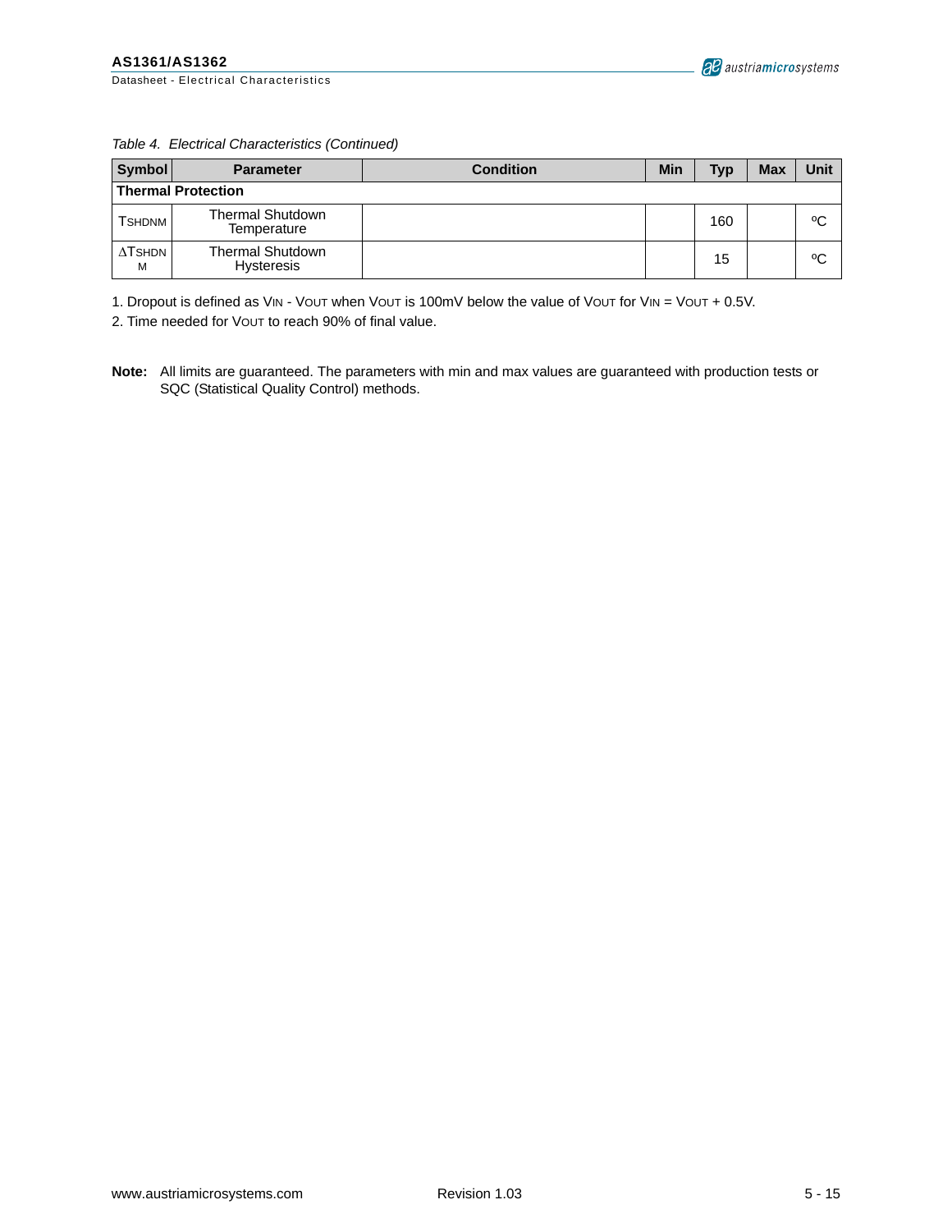*Table 4. Electrical Characteristics (Continued)*

| Symbol | Parameter | Condition | Min | Typ | Max | Unit |
|---|---|---|---|---|---|---|
| **Thermal Protection** | | | | | | |
| $T_{SHDNM}$ | Thermal Shutdown Temperature | | | 160 | | ºC |
| $\Delta T_{SHDNM}$ | Thermal Shutdown Hysteresis | | | 15 | | ºC |

1. Dropout is defined as $V_{IN}$ - $V_{OUT}$ when $V_{OUT}$ is 100mV below the value of $V_{OUT}$ for $V_{IN}$ = $V_{OUT}$ + 0.5V.

2. Time needed for $V_{OUT}$ to reach 90% of final value.

**Note:** All limits are guaranteed. The parameters with min and max values are guaranteed with production tests or SQC (Statistical Quality Control) methods.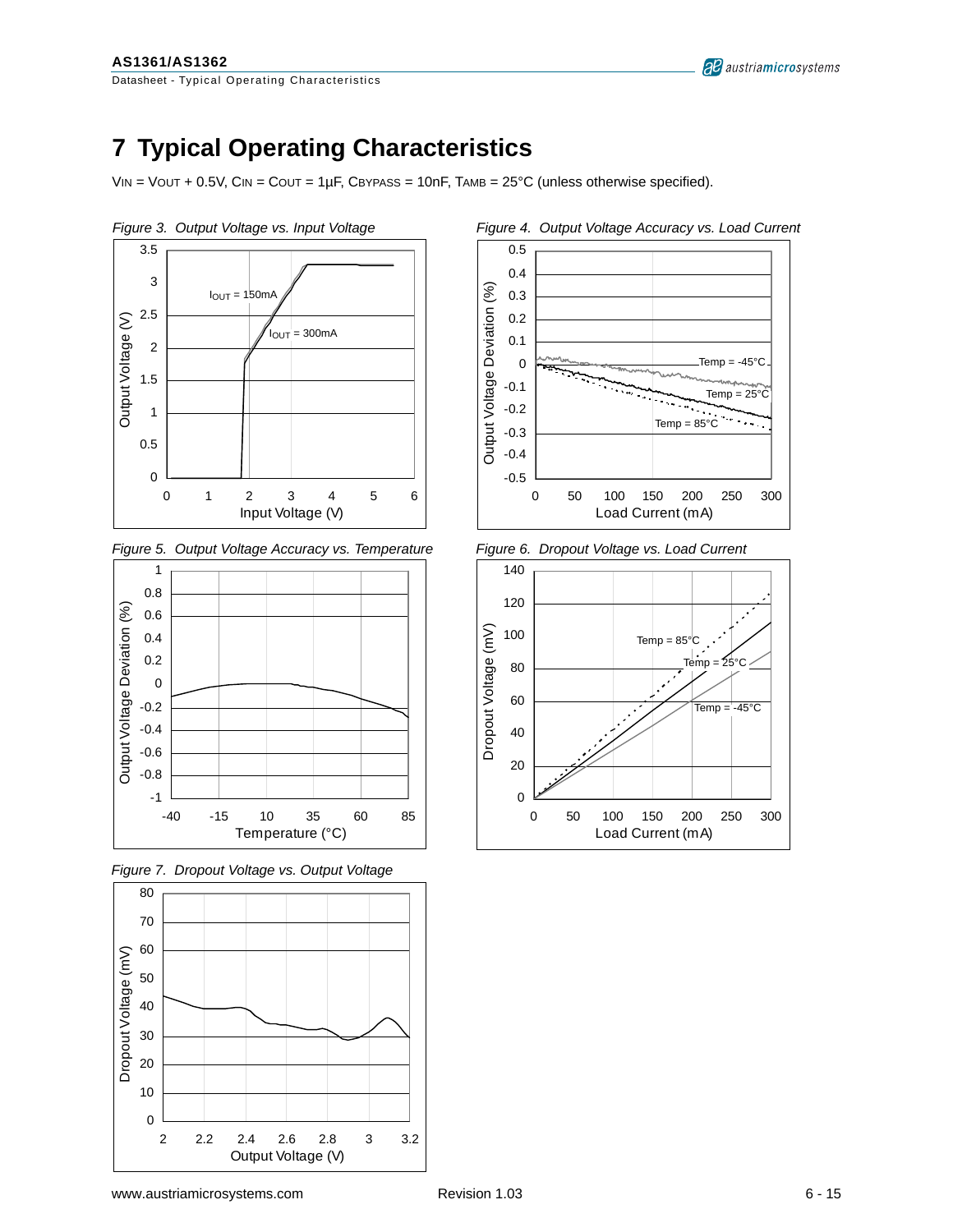# 7 Typical Operating Characteristics

$V_{IN} = V_{OUT} + 0.5V$, $C_{IN} = C_{OUT} = 1\mu F$, $C_{BYPASS} = 10nF$, $T_{AMB} = 25°C$ (unless otherwise specified).

*Figure 3. Output Voltage vs. Input Voltage*

*Figure 4. Output Voltage Accuracy vs. Load Current*

*Figure 5. Output Voltage Accuracy vs. Temperature*

*Figure 6. Dropout Voltage vs. Load Current*

*Figure 7. Dropout Voltage vs. Output Voltage*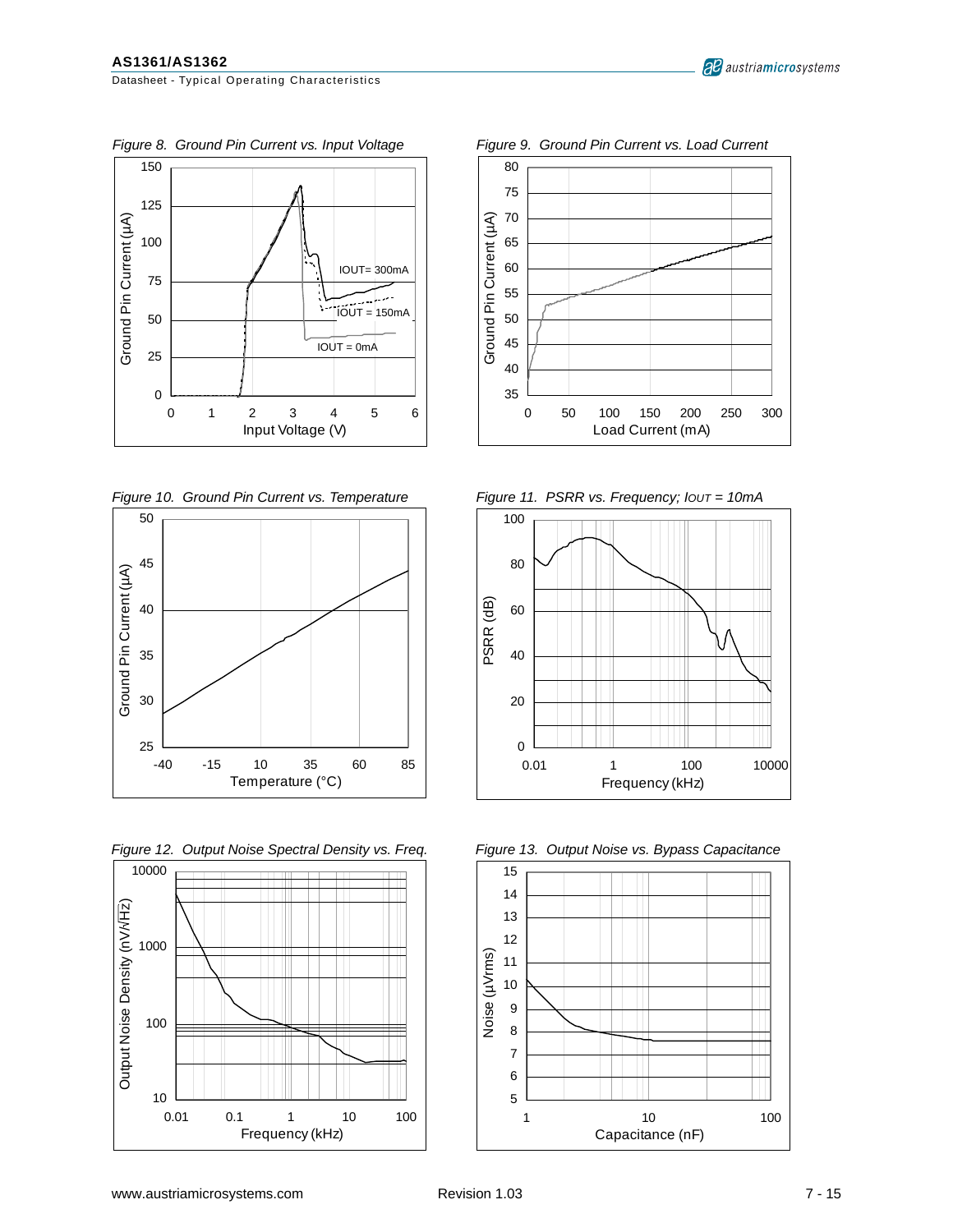*Figure 8. Ground Pin Current vs. Input Voltage*

*Figure 9. Ground Pin Current vs. Load Current*

*Figure 10. Ground Pin Current vs. Temperature*

*Figure 11. PSRR vs. Frequency; $I_{OUT}$ = 10mA*

*Figure 12. Output Noise Spectral Density vs. Freq.*

*Figure 13. Output Noise vs. Bypass Capacitance*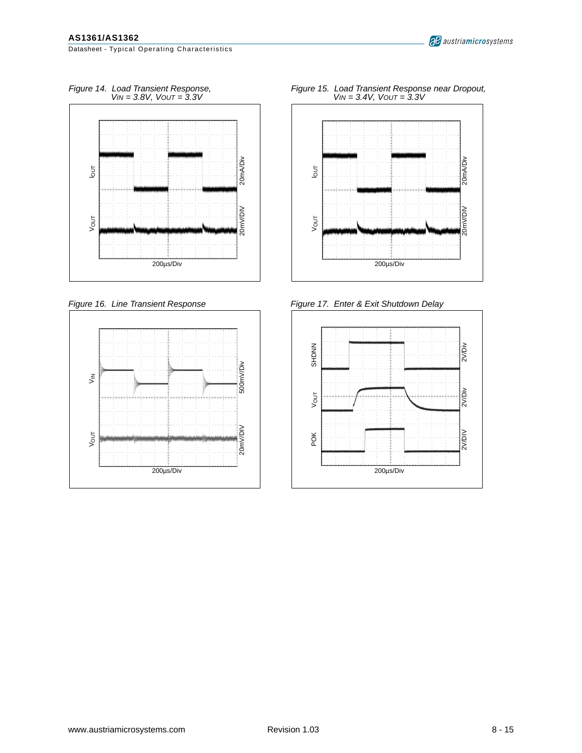Figure 14. Load Transient Response, $V_{IN}$ = 3.8V, $V_{OUT}$ = 3.3V

Figure 15. Load Transient Response near Dropout, $V_{IN}$ = 3.4V, $V_{OUT}$ = 3.3V

Figure 16. Line Transient Response

Figure 17. Enter & Exit Shutdown Delay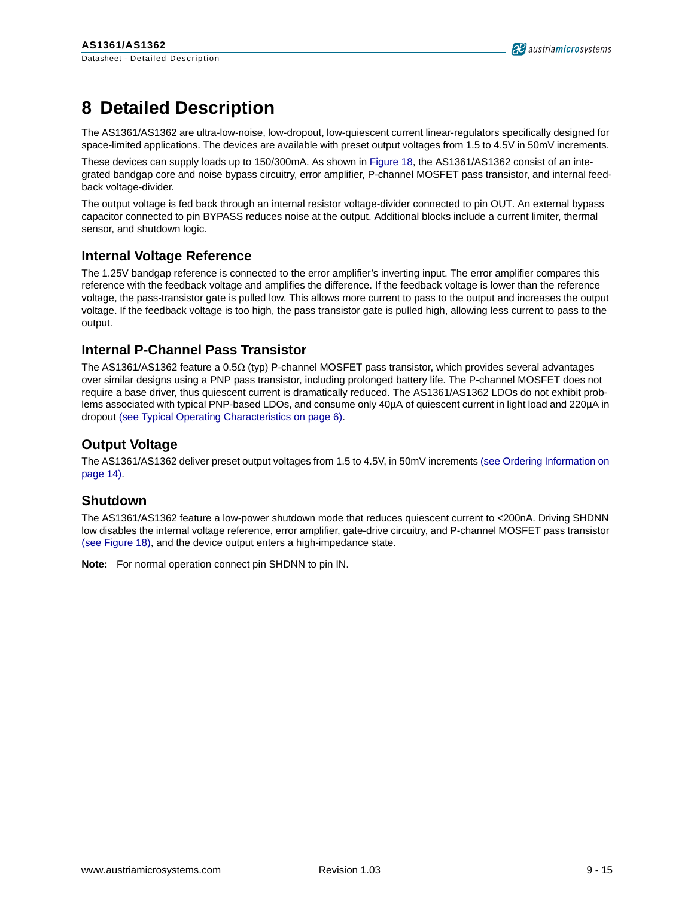# 8 Detailed Description

The AS1361/AS1362 are ultra-low-noise, low-dropout, low-quiescent current linear-regulators specifically designed for space-limited applications. The devices are available with preset output voltages from 1.5 to 4.5V in 50mV increments.

These devices can supply loads up to 150/300mA. As shown in Figure 18, the AS1361/AS1362 consist of an integrated bandgap core and noise bypass circuitry, error amplifier, P-channel MOSFET pass transistor, and internal feedback voltage-divider.

The output voltage is fed back through an internal resistor voltage-divider connected to pin OUT. An external bypass capacitor connected to pin BYPASS reduces noise at the output. Additional blocks include a current limiter, thermal sensor, and shutdown logic.

## Internal Voltage Reference

The 1.25V bandgap reference is connected to the error amplifier's inverting input. The error amplifier compares this reference with the feedback voltage and amplifies the difference. If the feedback voltage is lower than the reference voltage, the pass-transistor gate is pulled low. This allows more current to pass to the output and increases the output voltage. If the feedback voltage is too high, the pass transistor gate is pulled high, allowing less current to pass to the output.

## Internal P-Channel Pass Transistor

The AS1361/AS1362 feature a 0.5Ω (typ) P-channel MOSFET pass transistor, which provides several advantages over similar designs using a PNP pass transistor, including prolonged battery life. The P-channel MOSFET does not require a base driver, thus quiescent current is dramatically reduced. The AS1361/AS1362 LDOs do not exhibit problems associated with typical PNP-based LDOs, and consume only 40µA of quiescent current in light load and 220µA in dropout (see Typical Operating Characteristics on page 6).

## Output Voltage

The AS1361/AS1362 deliver preset output voltages from 1.5 to 4.5V, in 50mV increments (see Ordering Information on page 14).

## Shutdown

The AS1361/AS1362 feature a low-power shutdown mode that reduces quiescent current to <200nA. Driving SHDNN low disables the internal voltage reference, error amplifier, gate-drive circuitry, and P-channel MOSFET pass transistor (see Figure 18), and the device output enters a high-impedance state.

**Note:** For normal operation connect pin SHDNN to pin IN.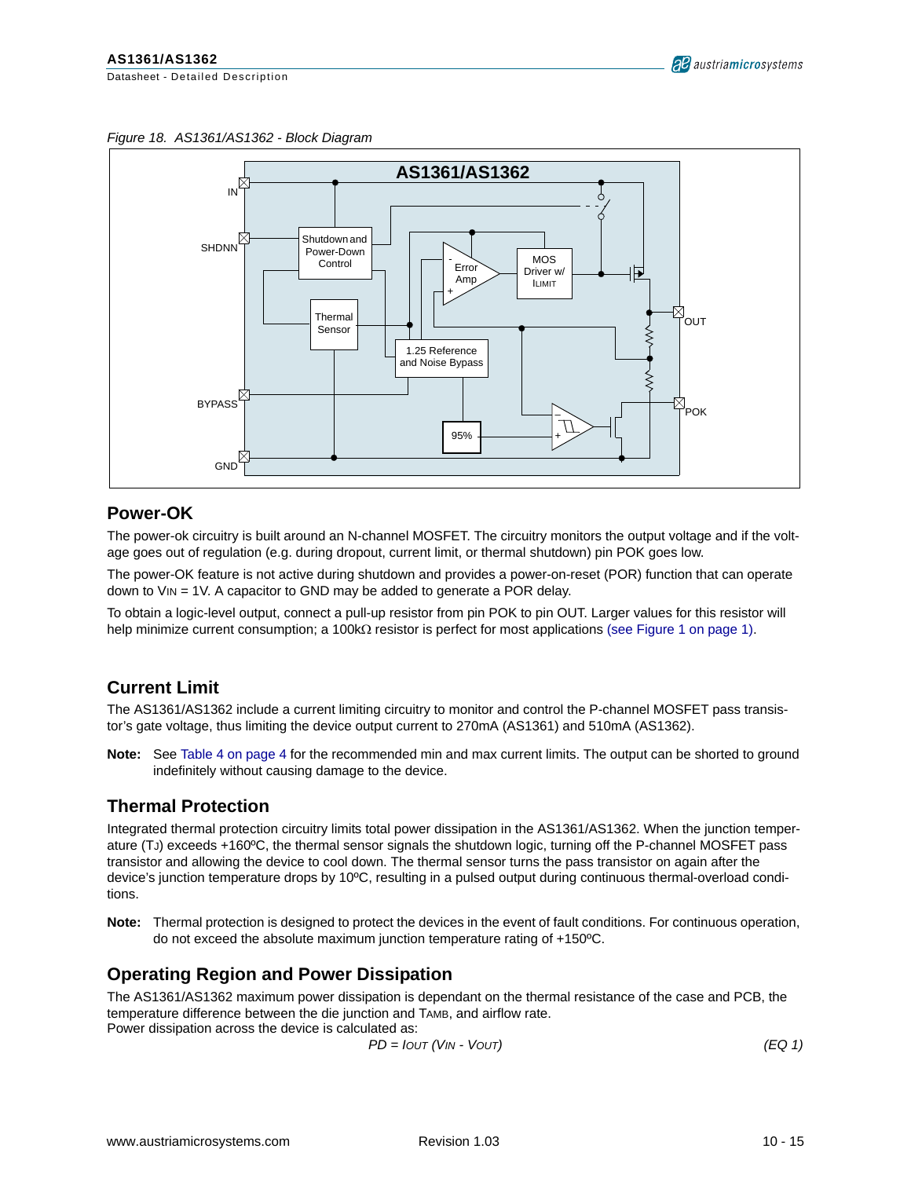*Figure 18. AS1361/AS1362 - Block Diagram*

## Power-OK

The power-ok circuitry is built around an N-channel MOSFET. The circuitry monitors the output voltage and if the voltage goes out of regulation (e.g. during dropout, current limit, or thermal shutdown) pin POK goes low.

The power-OK feature is not active during shutdown and provides a power-on-reset (POR) function that can operate down to $V_{IN}$ = 1V. A capacitor to GND may be added to generate a POR delay.

To obtain a logic-level output, connect a pull-up resistor from pin POK to pin OUT. Larger values for this resistor will help minimize current consumption; a 100kΩ resistor is perfect for most applications (see Figure 1 on page 1).

## Current Limit

The AS1361/AS1362 include a current limiting circuitry to monitor and control the P-channel MOSFET pass transistor's gate voltage, thus limiting the device output current to 270mA (AS1361) and 510mA (AS1362).

**Note:** See Table 4 on page 4 for the recommended min and max current limits. The output can be shorted to ground indefinitely without causing damage to the device.

## Thermal Protection

Integrated thermal protection circuitry limits total power dissipation in the AS1361/AS1362. When the junction temperature ($T_J$) exceeds +160ºC, the thermal sensor signals the shutdown logic, turning off the P-channel MOSFET pass transistor and allowing the device to cool down. The thermal sensor turns the pass transistor on again after the device's junction temperature drops by 10ºC, resulting in a pulsed output during continuous thermal-overload conditions.

**Note:** Thermal protection is designed to protect the devices in the event of fault conditions. For continuous operation, do not exceed the absolute maximum junction temperature rating of +150ºC.

## Operating Region and Power Dissipation

The AS1361/AS1362 maximum power dissipation is dependant on the thermal resistance of the case and PCB, the temperature difference between the die junction and $T_{AMB}$, and airflow rate.
Power dissipation across the device is calculated as:

$$PD = I_{OUT} (V_{IN} - V_{OUT}) \quad \text{(EQ 1)}$$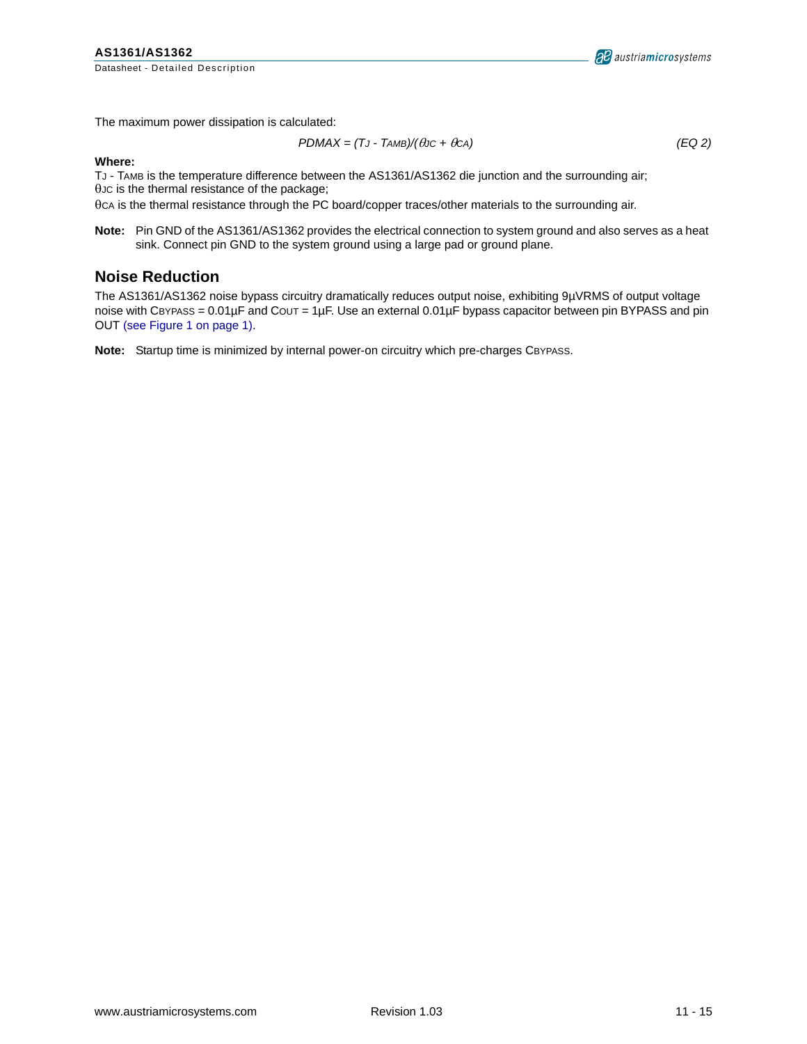The maximum power dissipation is calculated:

$$P_{DMAX} = (T_J - T_{AMB})/(\theta_{JC} + \theta_{CA}) \quad \text{(EQ 2)}$$

**Where:**

$T_J - T_{AMB}$ is the temperature difference between the AS1361/AS1362 die junction and the surrounding air;
$\theta_{JC}$ is the thermal resistance of the package;
$\theta_{CA}$ is the thermal resistance through the PC board/copper traces/other materials to the surrounding air.

**Note:** Pin GND of the AS1361/AS1362 provides the electrical connection to system ground and also serves as a heat sink. Connect pin GND to the system ground using a large pad or ground plane.

## Noise Reduction

The AS1361/AS1362 noise bypass circuitry dramatically reduces output noise, exhibiting 9µVRMS of output voltage noise with $C_{BYPASS}$ = 0.01µF and $C_{OUT}$ = 1µF. Use an external 0.01µF bypass capacitor between pin BYPASS and pin OUT (see Figure 1 on page 1).

**Note:** Startup time is minimized by internal power-on circuitry which pre-charges $C_{BYPASS}$.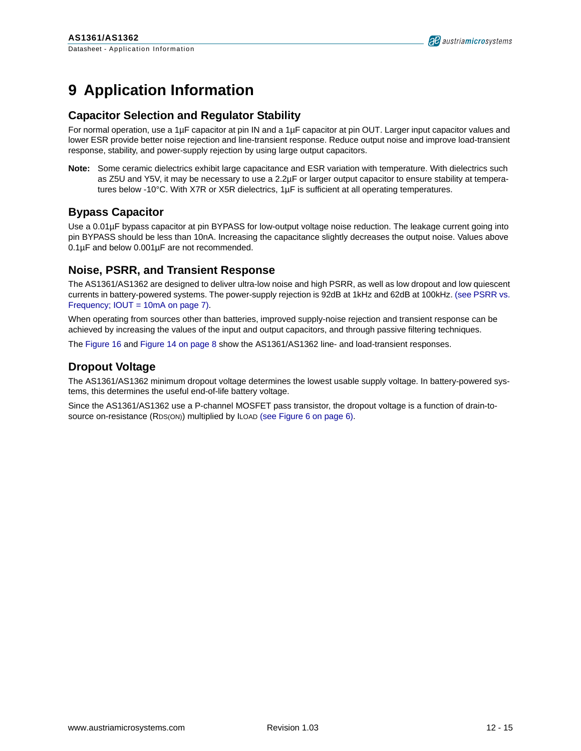# 9 Application Information

## Capacitor Selection and Regulator Stability

For normal operation, use a 1µF capacitor at pin IN and a 1µF capacitor at pin OUT. Larger input capacitor values and lower ESR provide better noise rejection and line-transient response. Reduce output noise and improve load-transient response, stability, and power-supply rejection by using large output capacitors.

**Note:** Some ceramic dielectrics exhibit large capacitance and ESR variation with temperature. With dielectrics such as Z5U and Y5V, it may be necessary to use a 2.2µF or larger output capacitor to ensure stability at temperatures below -10°C. With X7R or X5R dielectrics, 1µF is sufficient at all operating temperatures.

## Bypass Capacitor

Use a 0.01µF bypass capacitor at pin BYPASS for low-output voltage noise reduction. The leakage current going into pin BYPASS should be less than 10nA. Increasing the capacitance slightly decreases the output noise. Values above 0.1µF and below 0.001µF are not recommended.

## Noise, PSRR, and Transient Response

The AS1361/AS1362 are designed to deliver ultra-low noise and high PSRR, as well as low dropout and low quiescent currents in battery-powered systems. The power-supply rejection is 92dB at 1kHz and 62dB at 100kHz. (see PSRR vs. Frequency; IOUT = 10mA on page 7).

When operating from sources other than batteries, improved supply-noise rejection and transient response can be achieved by increasing the values of the input and output capacitors, and through passive filtering techniques.

The Figure 16 and Figure 14 on page 8 show the AS1361/AS1362 line- and load-transient responses.

## Dropout Voltage

The AS1361/AS1362 minimum dropout voltage determines the lowest usable supply voltage. In battery-powered systems, this determines the useful end-of-life battery voltage.

Since the AS1361/AS1362 use a P-channel MOSFET pass transistor, the dropout voltage is a function of drain-to-source on-resistance ($R_{DS(ON)}$) multiplied by $I_{LOAD}$ (see Figure 6 on page 6).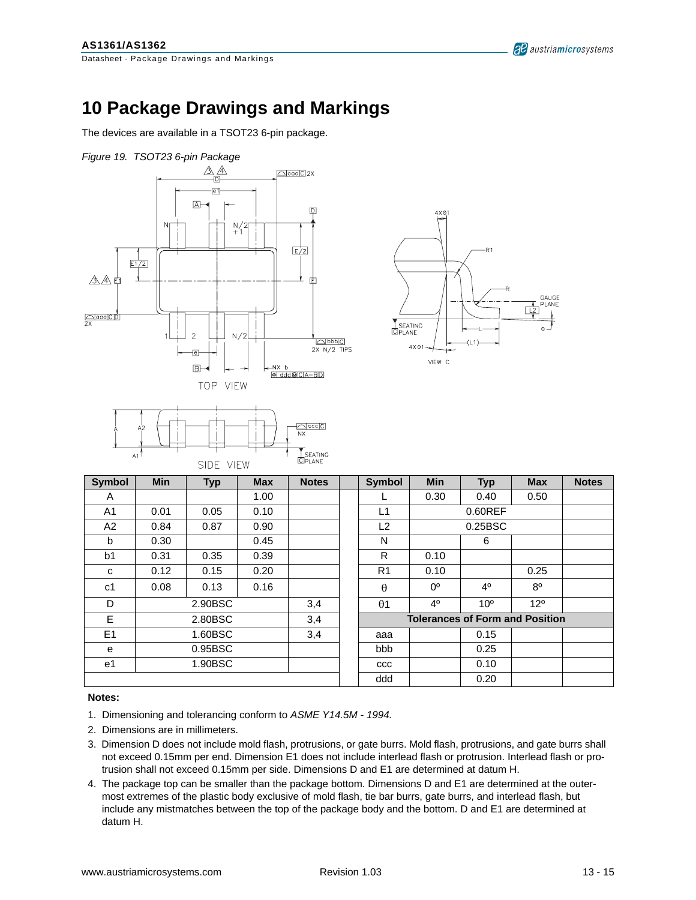# 10 Package Drawings and Markings

The devices are available in a TSOT23 6-pin package.

*Figure 19. TSOT23 6-pin Package*

| Symbol | Min | Typ | Max | Notes | | Symbol | Min | Typ | Max | Notes |
|---|---|---|---|---|---|---|---|---|---|---|
| A | | | 1.00 | | | L | 0.30 | 0.40 | 0.50 | |
| A1 | 0.01 | 0.05 | 0.10 | | | L1 | | 0.60REF | | |
| A2 | 0.84 | 0.87 | 0.90 | | | L2 | | 0.25BSC | | |
| b | 0.30 | | 0.45 | | | N | | 6 | | |
| b1 | 0.31 | 0.35 | 0.39 | | | R | 0.10 | | | |
| c | 0.12 | 0.15 | 0.20 | | | R1 | 0.10 | | 0.25 | |
| c1 | 0.08 | 0.13 | 0.16 | | | θ | 0º | 4º | 8º | |
| D | | 2.90BSC | | 3,4 | | θ1 | 4º | 10º | 12º | |
| E | | 2.80BSC | | 3,4 | | **Tolerances of Form and Position** | | | | |
| E1 | | 1.60BSC | | 3,4 | | aaa | | 0.15 | | |
| e | | 0.95BSC | | | | bbb | | 0.25 | | |
| e1 | | 1.90BSC | | | | ccc | | 0.10 | | |
| | | | | | | ddd | | 0.20 | | |

**Notes:**

1. Dimensioning and tolerancing conform to *ASME Y14.5M - 1994.*
2. Dimensions are in millimeters.
3. Dimension D does not include mold flash, protrusions, or gate burrs. Mold flash, protrusions, and gate burrs shall not exceed 0.15mm per end. Dimension E1 does not include interlead flash or protrusion. Interlead flash or protrusion shall not exceed 0.15mm per side. Dimensions D and E1 are determined at datum H.
4. The package top can be smaller than the package bottom. Dimensions D and E1 are determined at the outermost extremes of the plastic body exclusive of mold flash, tie bar burrs, gate burrs, and interlead flash, but include any mistmatches between the top of the package body and the bottom. D and E1 are determined at datum H.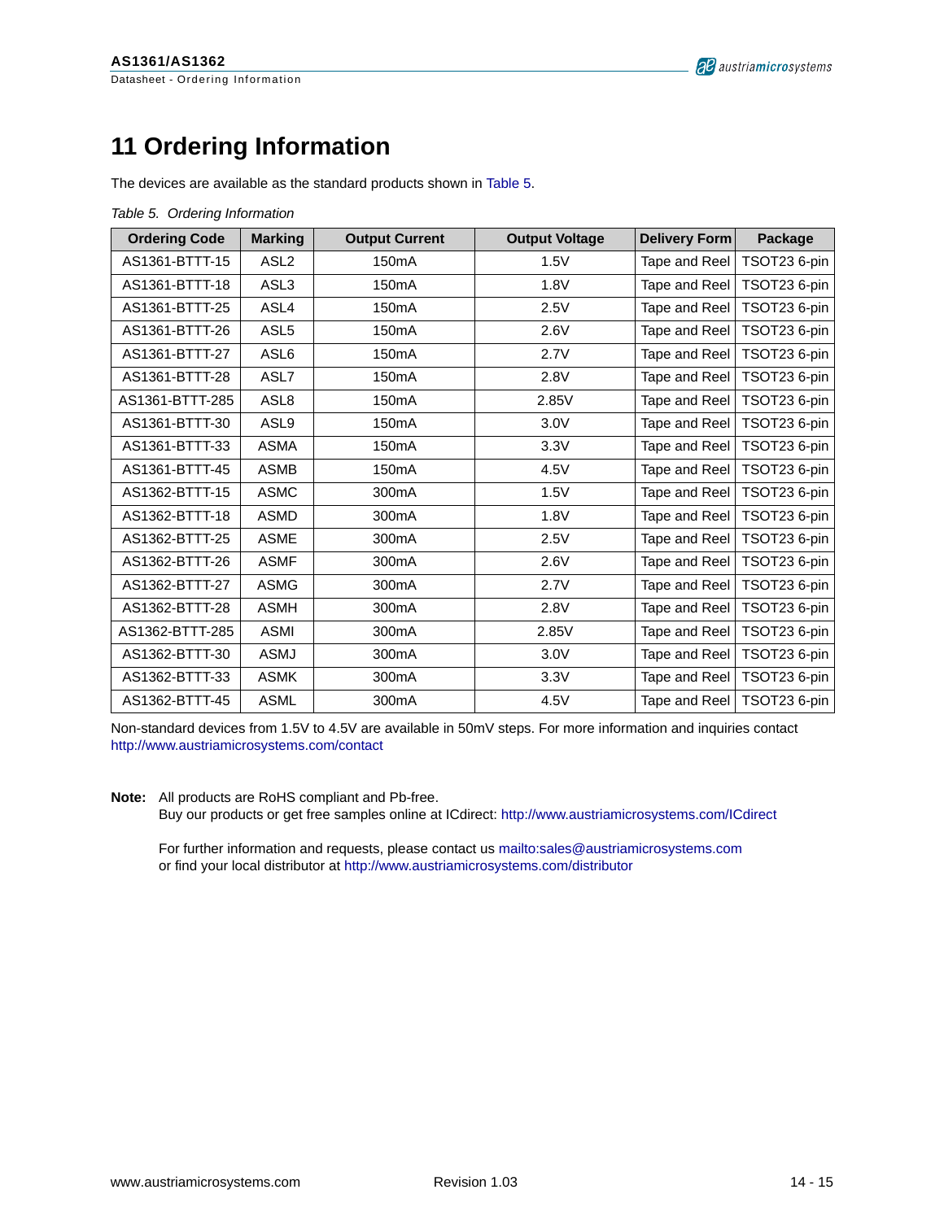# 11 Ordering Information

The devices are available as the standard products shown in Table 5.

*Table 5. Ordering Information*

| Ordering Code | Marking | Output Current | Output Voltage | Delivery Form | Package |
|---|---|---|---|---|---|
| AS1361-BTTT-15 | ASL2 | 150mA | 1.5V | Tape and Reel | TSOT23 6-pin |
| AS1361-BTTT-18 | ASL3 | 150mA | 1.8V | Tape and Reel | TSOT23 6-pin |
| AS1361-BTTT-25 | ASL4 | 150mA | 2.5V | Tape and Reel | TSOT23 6-pin |
| AS1361-BTTT-26 | ASL5 | 150mA | 2.6V | Tape and Reel | TSOT23 6-pin |
| AS1361-BTTT-27 | ASL6 | 150mA | 2.7V | Tape and Reel | TSOT23 6-pin |
| AS1361-BTTT-28 | ASL7 | 150mA | 2.8V | Tape and Reel | TSOT23 6-pin |
| AS1361-BTTT-285 | ASL8 | 150mA | 2.85V | Tape and Reel | TSOT23 6-pin |
| AS1361-BTTT-30 | ASL9 | 150mA | 3.0V | Tape and Reel | TSOT23 6-pin |
| AS1361-BTTT-33 | ASMA | 150mA | 3.3V | Tape and Reel | TSOT23 6-pin |
| AS1361-BTTT-45 | ASMB | 150mA | 4.5V | Tape and Reel | TSOT23 6-pin |
| AS1362-BTTT-15 | ASMC | 300mA | 1.5V | Tape and Reel | TSOT23 6-pin |
| AS1362-BTTT-18 | ASMD | 300mA | 1.8V | Tape and Reel | TSOT23 6-pin |
| AS1362-BTTT-25 | ASME | 300mA | 2.5V | Tape and Reel | TSOT23 6-pin |
| AS1362-BTTT-26 | ASMF | 300mA | 2.6V | Tape and Reel | TSOT23 6-pin |
| AS1362-BTTT-27 | ASMG | 300mA | 2.7V | Tape and Reel | TSOT23 6-pin |
| AS1362-BTTT-28 | ASMH | 300mA | 2.8V | Tape and Reel | TSOT23 6-pin |
| AS1362-BTTT-285 | ASMI | 300mA | 2.85V | Tape and Reel | TSOT23 6-pin |
| AS1362-BTTT-30 | ASMJ | 300mA | 3.0V | Tape and Reel | TSOT23 6-pin |
| AS1362-BTTT-33 | ASMK | 300mA | 3.3V | Tape and Reel | TSOT23 6-pin |
| AS1362-BTTT-45 | ASML | 300mA | 4.5V | Tape and Reel | TSOT23 6-pin |

Non-standard devices from 1.5V to 4.5V are available in 50mV steps. For more information and inquiries contact http://www.austriamicrosystems.com/contact

**Note:** All products are RoHS compliant and Pb-free.
Buy our products or get free samples online at ICdirect: http://www.austriamicrosystems.com/ICdirect

For further information and requests, please contact us mailto:sales@austriamicrosystems.com
or find your local distributor at http://www.austriamicrosystems.com/distributor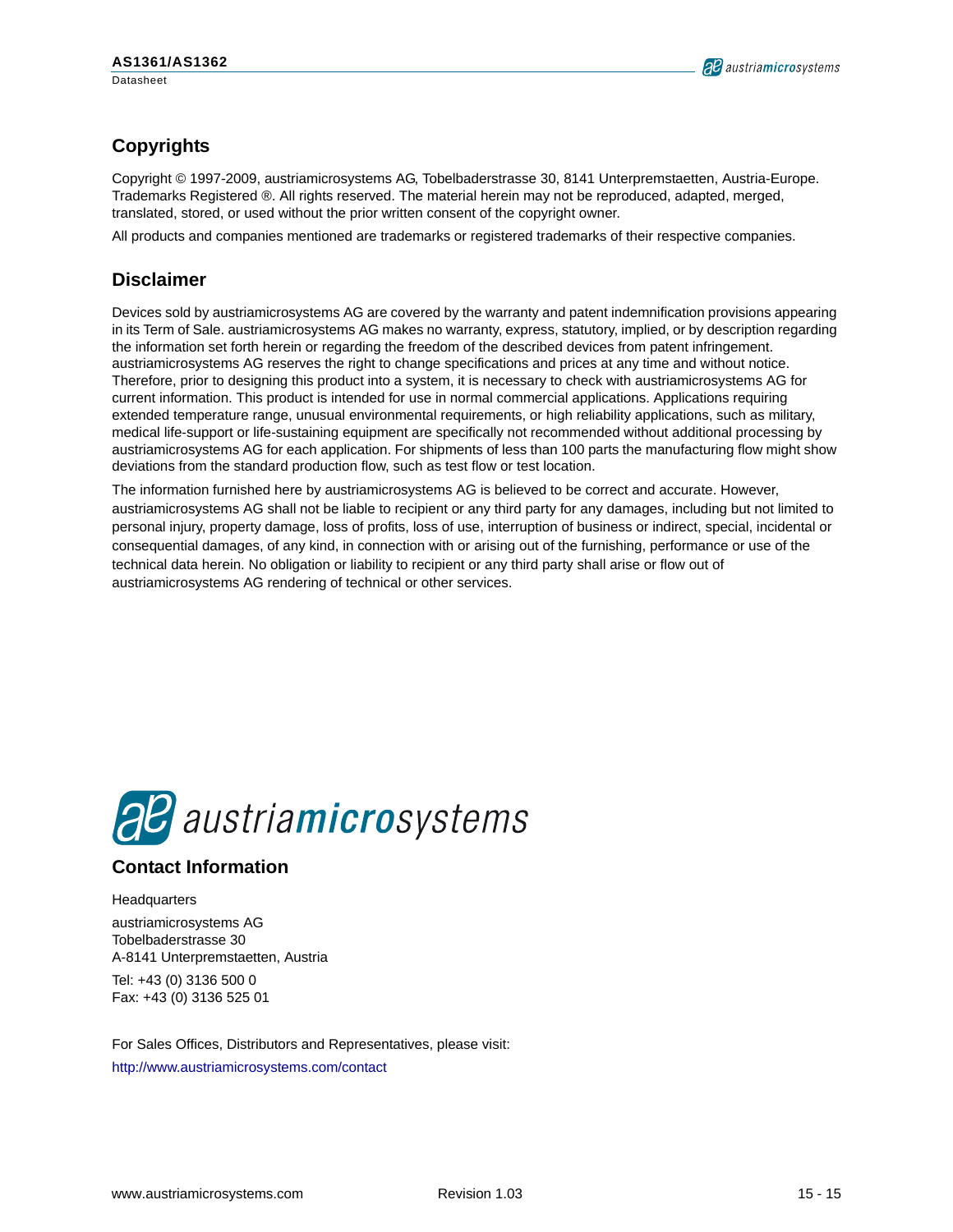## Copyrights

Copyright © 1997-2009, austriamicrosystems AG, Tobelbaderstrasse 30, 8141 Unterpremstaetten, Austria-Europe. Trademarks Registered ®. All rights reserved. The material herein may not be reproduced, adapted, merged, translated, stored, or used without the prior written consent of the copyright owner.

All products and companies mentioned are trademarks or registered trademarks of their respective companies.

## Disclaimer

Devices sold by austriamicrosystems AG are covered by the warranty and patent indemnification provisions appearing in its Term of Sale. austriamicrosystems AG makes no warranty, express, statutory, implied, or by description regarding the information set forth herein or regarding the freedom of the described devices from patent infringement. austriamicrosystems AG reserves the right to change specifications and prices at any time and without notice. Therefore, prior to designing this product into a system, it is necessary to check with austriamicrosystems AG for current information. This product is intended for use in normal commercial applications. Applications requiring extended temperature range, unusual environmental requirements, or high reliability applications, such as military, medical life-support or life-sustaining equipment are specifically not recommended without additional processing by austriamicrosystems AG for each application. For shipments of less than 100 parts the manufacturing flow might show deviations from the standard production flow, such as test flow or test location.

The information furnished here by austriamicrosystems AG is believed to be correct and accurate. However, austriamicrosystems AG shall not be liable to recipient or any third party for any damages, including but not limited to personal injury, property damage, loss of profits, loss of use, interruption of business or indirect, special, incidental or consequential damages, of any kind, in connection with or arising out of the furnishing, performance or use of the technical data herein. No obligation or liability to recipient or any third party shall arise or flow out of austriamicrosystems AG rendering of technical or other services.

## Contact Information

Headquarters

austriamicrosystems AG
Tobelbaderstrasse 30
A-8141 Unterpremstaetten, Austria

Tel: +43 (0) 3136 500 0
Fax: +43 (0) 3136 525 01

For Sales Offices, Distributors and Representatives, please visit:

http://www.austriamicrosystems.com/contact